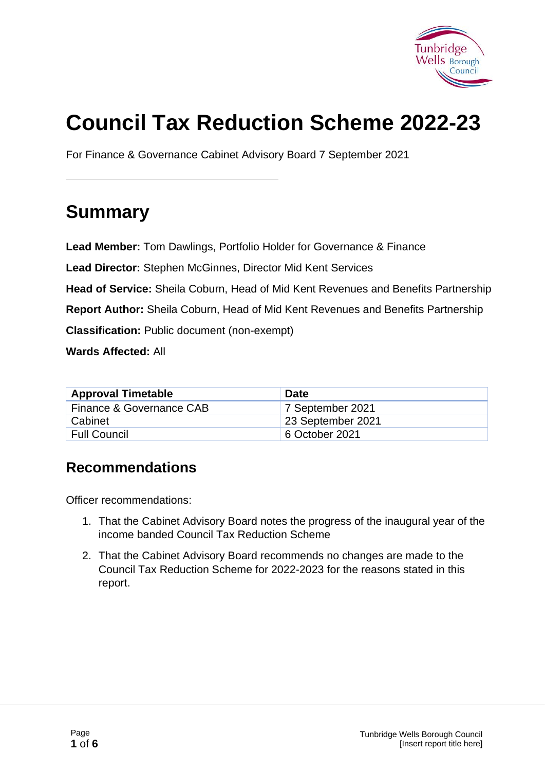# Council Tax Reduction Scheme 2022-23

For Finance & Governance Cabinet Advisory Board 7 September 2021

## Summary

**Lead Member:** Tom Dawlings, Portfolio Holder for Governance & Finance

**Lead Director:** Stephen McGinnes, Director Mid Kent Services

**Head of Service:** Sheila Coburn, Head of Mid Kent Revenues and Benefits Partnership

**Report Author:** Sheila Coburn, Head of Mid Kent Revenues and Benefits Partnership

**Classification:** Public document (non-exempt)

**Wards Affected:** All

| Approval Timetable | Date |
| --- | --- |
| Finance & Governance CAB | 7 September 2021 |
| Cabinet | 23 September 2021 |
| Full Council | 6 October 2021 |

### Recommendations

Officer recommendations:

1. That the Cabinet Advisory Board notes the progress of the inaugural year of the income banded Council Tax Reduction Scheme
2. That the Cabinet Advisory Board recommends no changes are made to the Council Tax Reduction Scheme for 2022-2023 for the reasons stated in this report.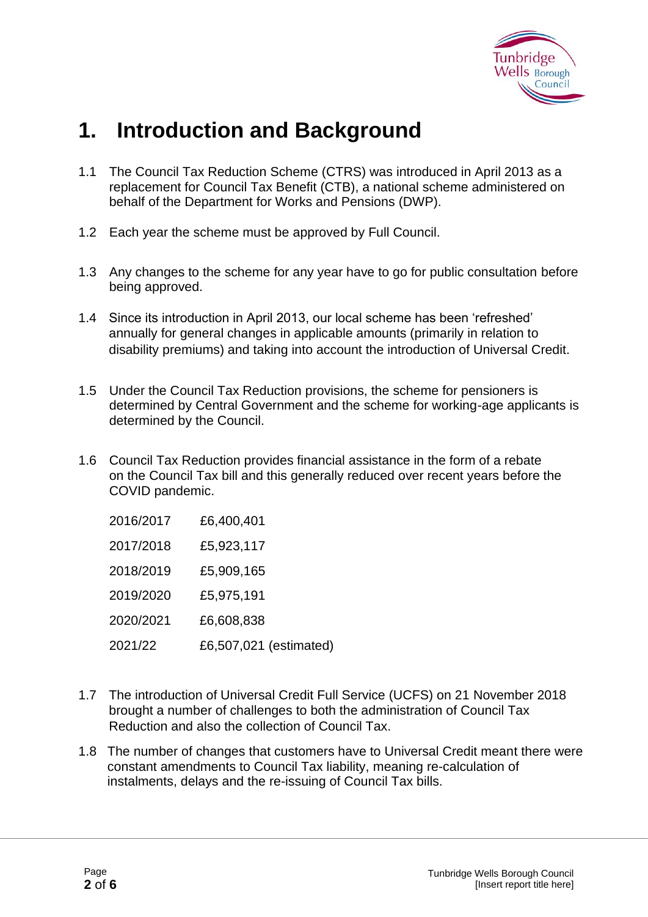# 1. Introduction and Background

1.1 The Council Tax Reduction Scheme (CTRS) was introduced in April 2013 as a replacement for Council Tax Benefit (CTB), a national scheme administered on behalf of the Department for Works and Pensions (DWP).

1.2 Each year the scheme must be approved by Full Council.

1.3 Any changes to the scheme for any year have to go for public consultation before being approved.

1.4 Since its introduction in April 2013, our local scheme has been 'refreshed' annually for general changes in applicable amounts (primarily in relation to disability premiums) and taking into account the introduction of Universal Credit.

1.5 Under the Council Tax Reduction provisions, the scheme for pensioners is determined by Central Government and the scheme for working-age applicants is determined by the Council.

1.6 Council Tax Reduction provides financial assistance in the form of a rebate on the Council Tax bill and this generally reduced over recent years before the COVID pandemic.

| | |
|---|---|
| 2016/2017 | £6,400,401 |
| 2017/2018 | £5,923,117 |
| 2018/2019 | £5,909,165 |
| 2019/2020 | £5,975,191 |
| 2020/2021 | £6,608,838 |
| 2021/22 | £6,507,021 (estimated) |

1.7 The introduction of Universal Credit Full Service (UCFS) on 21 November 2018 brought a number of challenges to both the administration of Council Tax Reduction and also the collection of Council Tax.

1.8 The number of changes that customers have to Universal Credit meant there were constant amendments to Council Tax liability, meaning re-calculation of instalments, delays and the re-issuing of Council Tax bills.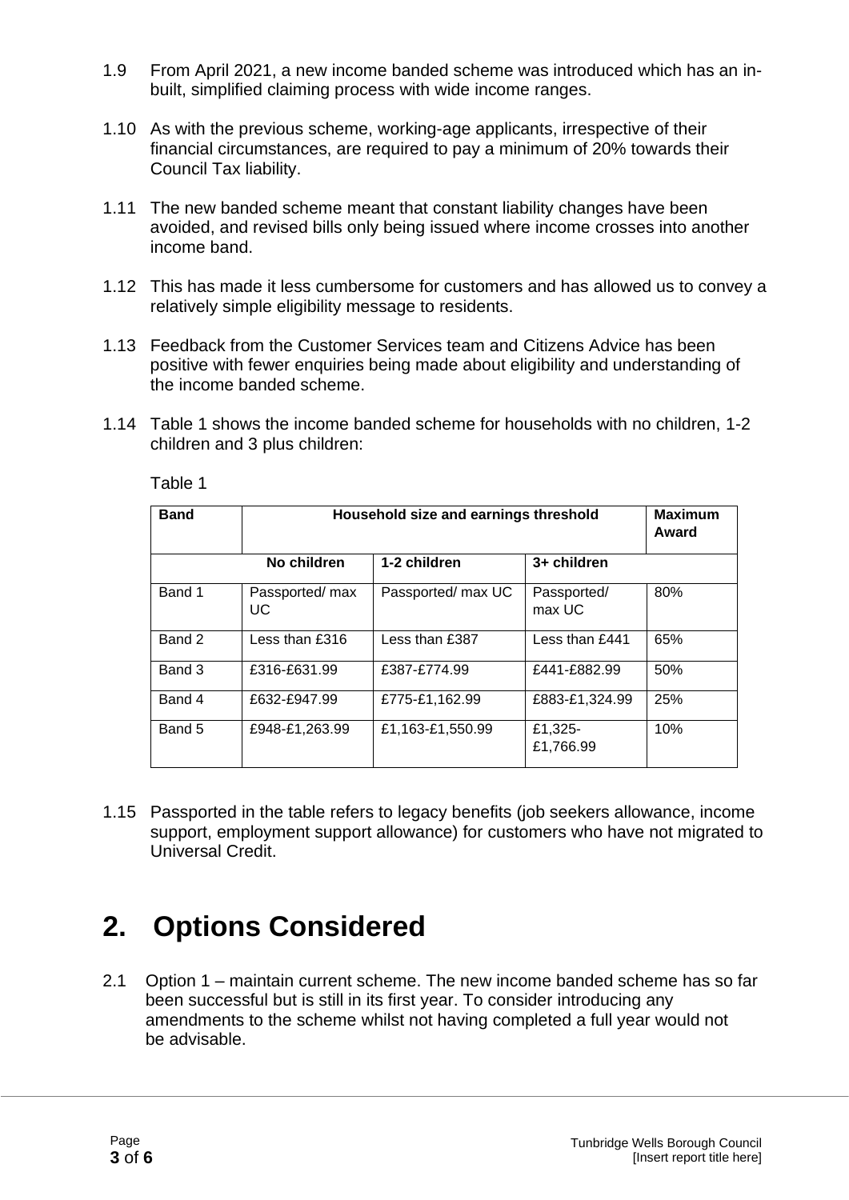1.9 From April 2021, a new income banded scheme was introduced which has an in-built, simplified claiming process with wide income ranges.

1.10 As with the previous scheme, working-age applicants, irrespective of their financial circumstances, are required to pay a minimum of 20% towards their Council Tax liability.

1.11 The new banded scheme meant that constant liability changes have been avoided, and revised bills only being issued where income crosses into another income band.

1.12 This has made it less cumbersome for customers and has allowed us to convey a relatively simple eligibility message to residents.

1.13 Feedback from the Customer Services team and Citizens Advice has been positive with fewer enquiries being made about eligibility and understanding of the income banded scheme.

1.14 Table 1 shows the income banded scheme for households with no children, 1-2 children and 3 plus children:

Table 1

| **Band** | **Household size and earnings threshold** | | | **Maximum Award** |
|---|---|---|---|---|
| | **No children** | **1-2 children** | **3+ children** | |
| Band 1 | Passported/ max UC | Passported/ max UC | Passported/ max UC | 80% |
| Band 2 | Less than £316 | Less than £387 | Less than £441 | 65% |
| Band 3 | £316-£631.99 | £387-£774.99 | £441-£882.99 | 50% |
| Band 4 | £632-£947.99 | £775-£1,162.99 | £883-£1,324.99 | 25% |
| Band 5 | £948-£1,263.99 | £1,163-£1,550.99 | £1,325-£1,766.99 | 10% |

1.15 Passported in the table refers to legacy benefits (job seekers allowance, income support, employment support allowance) for customers who have not migrated to Universal Credit.

# 2. Options Considered

2.1 Option 1 – maintain current scheme. The new income banded scheme has so far been successful but is still in its first year. To consider introducing any amendments to the scheme whilst not having completed a full year would not be advisable.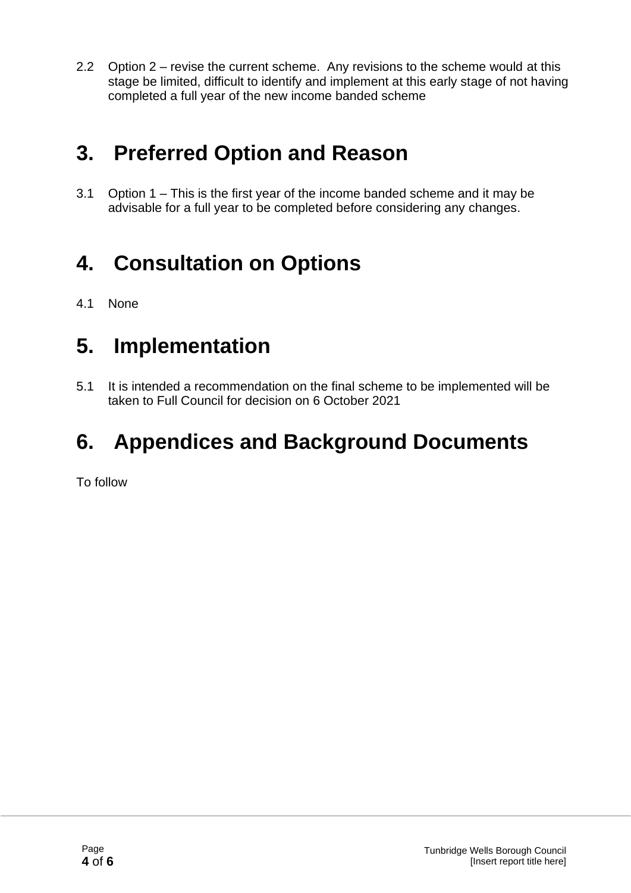2.2 Option 2 – revise the current scheme. Any revisions to the scheme would at this stage be limited, difficult to identify and implement at this early stage of not having completed a full year of the new income banded scheme

# 3. Preferred Option and Reason

3.1 Option 1 – This is the first year of the income banded scheme and it may be advisable for a full year to be completed before considering any changes.

# 4. Consultation on Options

4.1 None

# 5. Implementation

5.1 It is intended a recommendation on the final scheme to be implemented will be taken to Full Council for decision on 6 October 2021

# 6. Appendices and Background Documents

To follow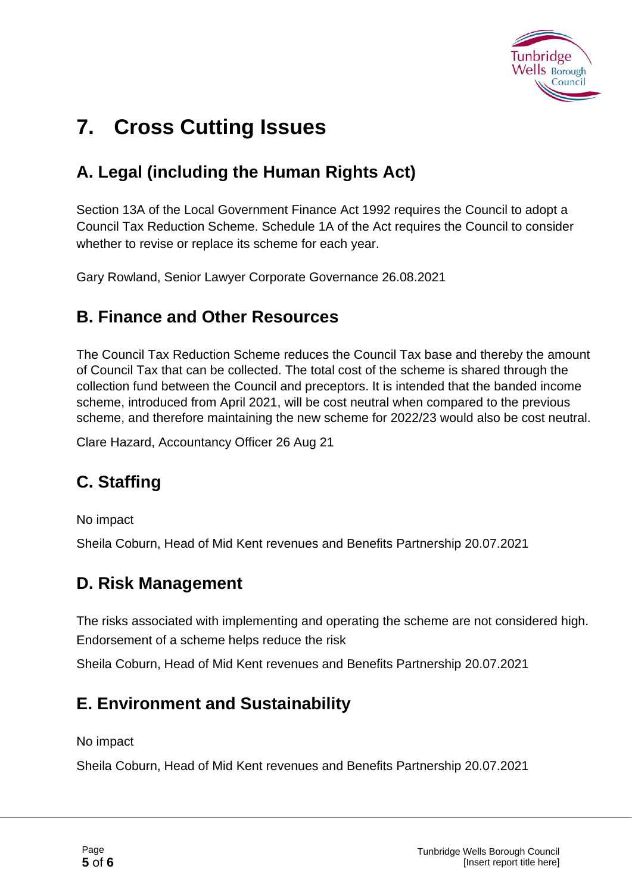# 7. Cross Cutting Issues

## A. Legal (including the Human Rights Act)

Section 13A of the Local Government Finance Act 1992 requires the Council to adopt a Council Tax Reduction Scheme. Schedule 1A of the Act requires the Council to consider whether to revise or replace its scheme for each year.

Gary Rowland, Senior Lawyer Corporate Governance 26.08.2021

## B. Finance and Other Resources

The Council Tax Reduction Scheme reduces the Council Tax base and thereby the amount of Council Tax that can be collected. The total cost of the scheme is shared through the collection fund between the Council and preceptors. It is intended that the banded income scheme, introduced from April 2021, will be cost neutral when compared to the previous scheme, and therefore maintaining the new scheme for 2022/23 would also be cost neutral.

Clare Hazard, Accountancy Officer 26 Aug 21

## C. Staffing

No impact

Sheila Coburn, Head of Mid Kent revenues and Benefits Partnership 20.07.2021

## D. Risk Management

The risks associated with implementing and operating the scheme are not considered high. Endorsement of a scheme helps reduce the risk

Sheila Coburn, Head of Mid Kent revenues and Benefits Partnership 20.07.2021

## E. Environment and Sustainability

No impact

Sheila Coburn, Head of Mid Kent revenues and Benefits Partnership 20.07.2021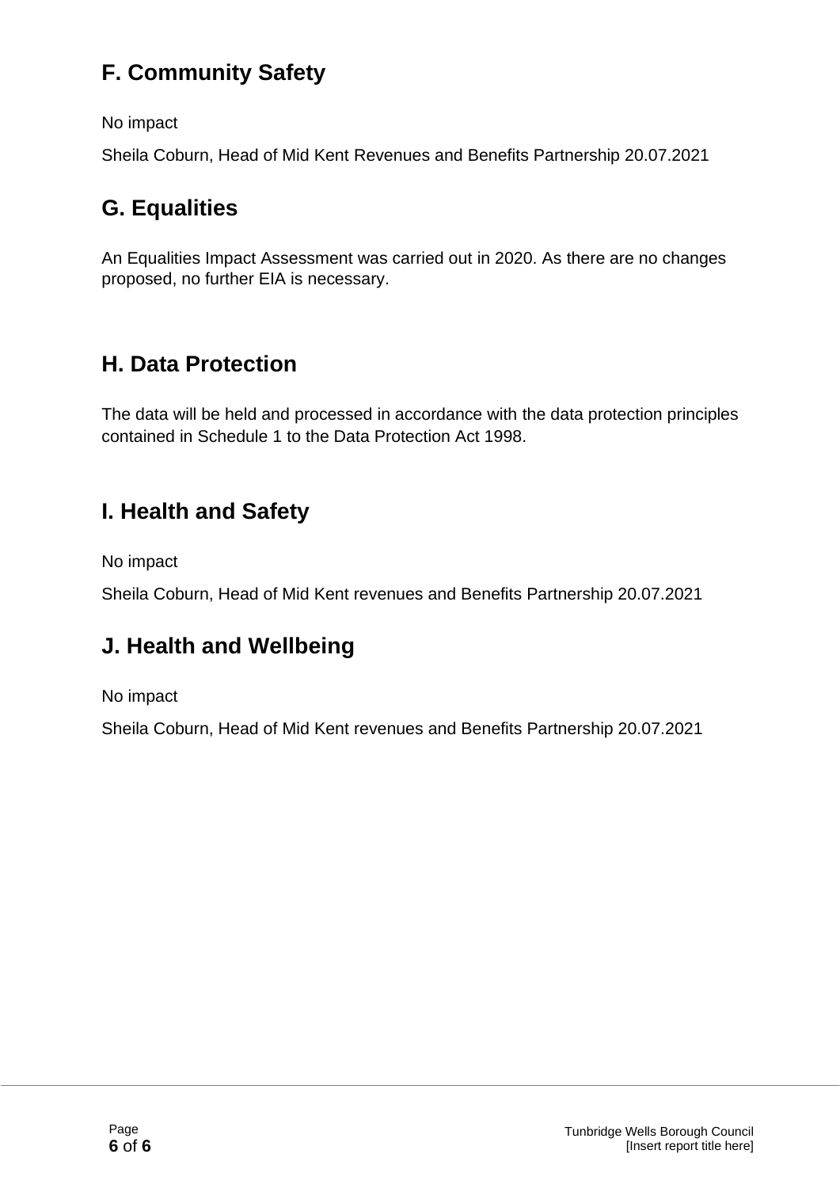## F. Community Safety

No impact

Sheila Coburn, Head of Mid Kent Revenues and Benefits Partnership 20.07.2021

## G. Equalities

An Equalities Impact Assessment was carried out in 2020. As there are no changes proposed, no further EIA is necessary.

## H. Data Protection

The data will be held and processed in accordance with the data protection principles contained in Schedule 1 to the Data Protection Act 1998.

## I. Health and Safety

No impact

Sheila Coburn, Head of Mid Kent revenues and Benefits Partnership 20.07.2021

## J. Health and Wellbeing

No impact

Sheila Coburn, Head of Mid Kent revenues and Benefits Partnership 20.07.2021